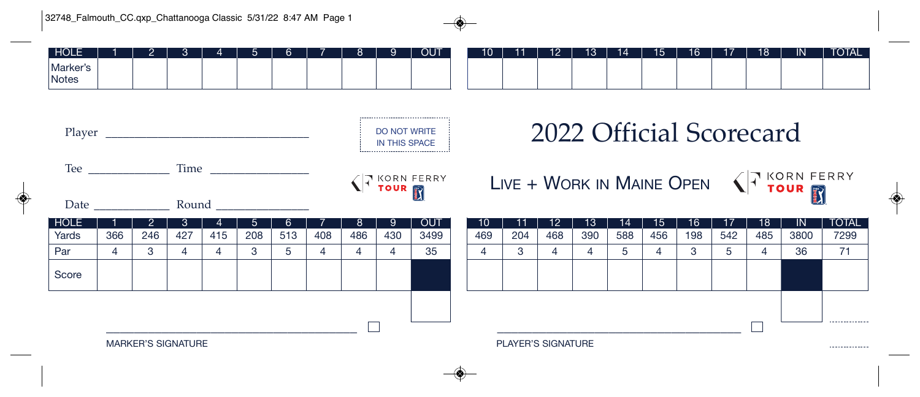| HOLE | 1 | 2 | 3 | 4 | 5 | 6 | 7 | 8 | 9 | OUT | 10 | 11 | 12 | 13 | 14 | 15 | 16 | 17 | 18 | IN | TOTAL |
|---|---|---|---|---|---|---|---|---|---|---|---|---|---|---|---|---|---|---|---|---|---|
| Marker's Notes | | | | | | | | | | | | | | | | | | | | | |

Player ______________________________

DO NOT WRITE IN THIS SPACE

Tee ____________ Time ______________

Date ___________ Round _____________

KORN FERRY TOUR

# 2022 Official Scorecard

## LIVE + WORK IN MAINE OPEN

KORN FERRY TOUR

| HOLE | 1 | 2 | 3 | 4 | 5 | 6 | 7 | 8 | 9 | OUT | 10 | 11 | 12 | 13 | 14 | 15 | 16 | 17 | 18 | IN | TOTAL |
|---|---|---|---|---|---|---|---|---|---|---|---|---|---|---|---|---|---|---|---|---|---|
| Yards | 366 | 246 | 427 | 415 | 208 | 513 | 408 | 486 | 430 | 3499 | 469 | 204 | 468 | 390 | 588 | 456 | 198 | 542 | 485 | 3800 | 7299 |
| Par | 4 | 3 | 4 | 4 | 3 | 5 | 4 | 4 | 4 | 35 | 4 | 3 | 4 | 4 | 5 | 4 | 3 | 5 | 4 | 36 | 71 |
| Score | | | | | | | | | | | | | | | | | | | | | |

MARKER'S SIGNATURE

PLAYER'S SIGNATURE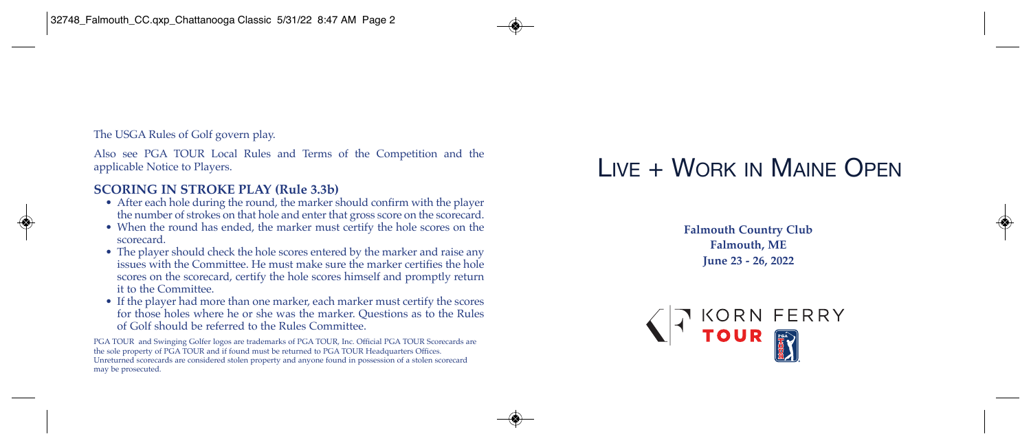The USGA Rules of Golf govern play.

Also see PGA TOUR Local Rules and Terms of the Competition and the applicable Notice to Players.

### SCORING IN STROKE PLAY (Rule 3.3b)

- After each hole during the round, the marker should confirm with the player the number of strokes on that hole and enter that gross score on the scorecard.
- When the round has ended, the marker must certify the hole scores on the scorecard.
- The player should check the hole scores entered by the marker and raise any issues with the Committee. He must make sure the marker certifies the hole scores on the scorecard, certify the hole scores himself and promptly return it to the Committee.
- If the player had more than one marker, each marker must certify the scores for those holes where he or she was the marker. Questions as to the Rules of Golf should be referred to the Rules Committee.

PGA TOUR and Swinging Golfer logos are trademarks of PGA TOUR, Inc. Official PGA TOUR Scorecards are the sole property of PGA TOUR and if found must be returned to PGA TOUR Headquarters Offices. Unreturned scorecards are considered stolen property and anyone found in possession of a stolen scorecard may be prosecuted.

# LIVE + WORK IN MAINE OPEN

**Falmouth Country Club**
**Falmouth, ME**
**June 23 - 26, 2022**

KORN FERRY TOUR